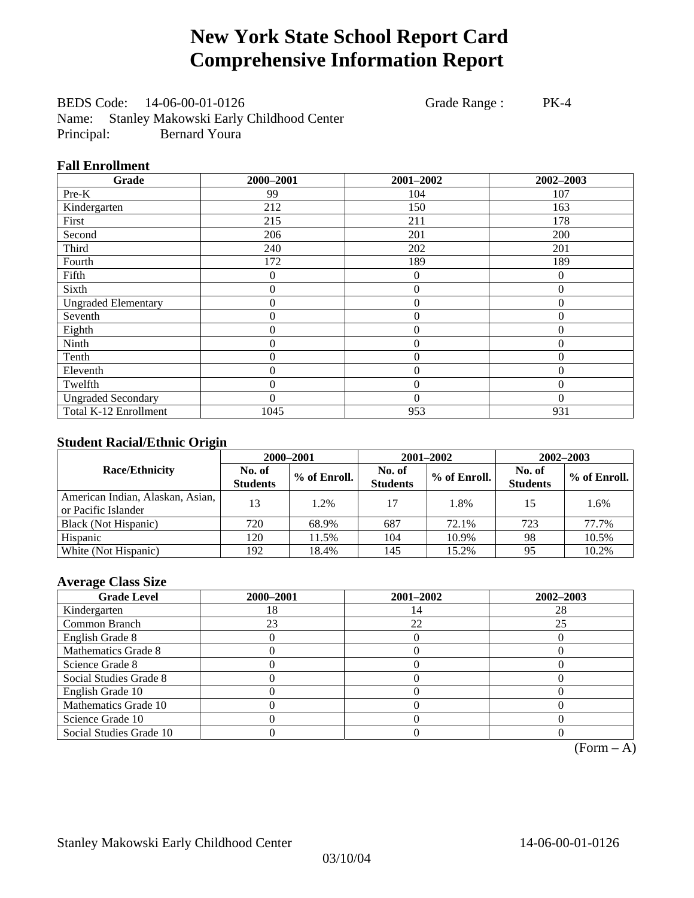# New York State School Report Card
# Comprehensive Information Report

BEDS Code: 14-06-00-01-0126 Grade Range : PK-4
Name: Stanley Makowski Early Childhood Center
Principal: Bernard Youra

### Fall Enrollment

| Grade | 2000–2001 | 2001–2002 | 2002–2003 |
|---|---|---|---|
| Pre-K | 99 | 104 | 107 |
| Kindergarten | 212 | 150 | 163 |
| First | 215 | 211 | 178 |
| Second | 206 | 201 | 200 |
| Third | 240 | 202 | 201 |
| Fourth | 172 | 189 | 189 |
| Fifth | 0 | 0 | 0 |
| Sixth | 0 | 0 | 0 |
| Ungraded Elementary | 0 | 0 | 0 |
| Seventh | 0 | 0 | 0 |
| Eighth | 0 | 0 | 0 |
| Ninth | 0 | 0 | 0 |
| Tenth | 0 | 0 | 0 |
| Eleventh | 0 | 0 | 0 |
| Twelfth | 0 | 0 | 0 |
| Ungraded Secondary | 0 | 0 | 0 |
| Total K-12 Enrollment | 1045 | 953 | 931 |

### Student Racial/Ethnic Origin

| Race/Ethnicity | 2000–2001 | | 2001–2002 | | 2002–2003 | |
|---|---|---|---|---|---|---|
| | No. of Students | % of Enroll. | No. of Students | % of Enroll. | No. of Students | % of Enroll. |
| American Indian, Alaskan, Asian, or Pacific Islander | 13 | 1.2% | 17 | 1.8% | 15 | 1.6% |
| Black (Not Hispanic) | 720 | 68.9% | 687 | 72.1% | 723 | 77.7% |
| Hispanic | 120 | 11.5% | 104 | 10.9% | 98 | 10.5% |
| White (Not Hispanic) | 192 | 18.4% | 145 | 15.2% | 95 | 10.2% |

### Average Class Size

| Grade Level | 2000–2001 | 2001–2002 | 2002–2003 |
|---|---|---|---|
| Kindergarten | 18 | 14 | 28 |
| Common Branch | 23 | 22 | 25 |
| English Grade 8 | 0 | 0 | 0 |
| Mathematics Grade 8 | 0 | 0 | 0 |
| Science Grade 8 | 0 | 0 | 0 |
| Social Studies Grade 8 | 0 | 0 | 0 |
| English Grade 10 | 0 | 0 | 0 |
| Mathematics Grade 10 | 0 | 0 | 0 |
| Science Grade 10 | 0 | 0 | 0 |
| Social Studies Grade 10 | 0 | 0 | 0 |

(Form – A)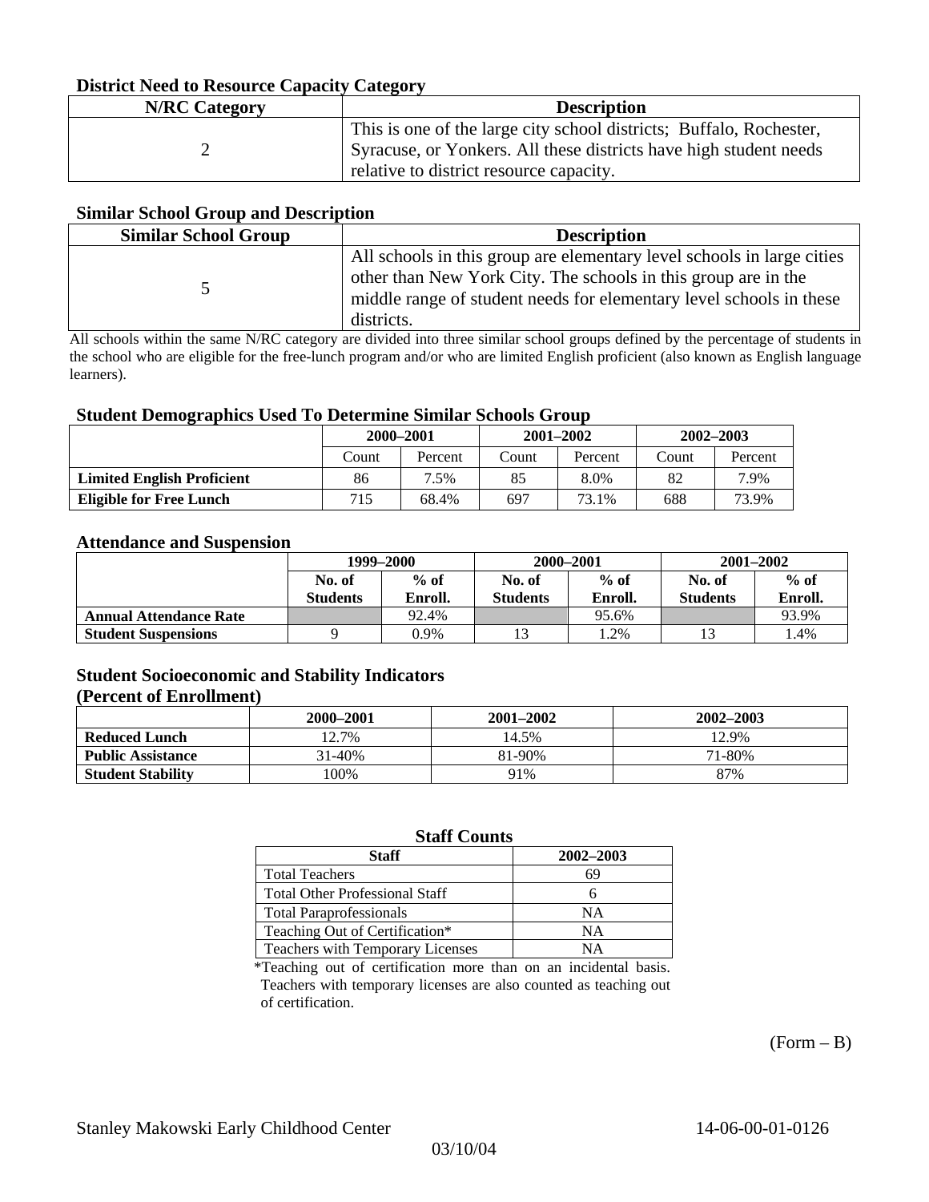### District Need to Resource Capacity Category

| N/RC Category | Description |
|---|---|
| 2 | This is one of the large city school districts; Buffalo, Rochester, Syracuse, or Yonkers. All these districts have high student needs relative to district resource capacity. |

### Similar School Group and Description

| Similar School Group | Description |
|---|---|
| 5 | All schools in this group are elementary level schools in large cities other than New York City. The schools in this group are in the middle range of student needs for elementary level schools in these districts. |

All schools within the same N/RC category are divided into three similar school groups defined by the percentage of students in the school who are eligible for the free-lunch program and/or who are limited English proficient (also known as English language learners).

### Student Demographics Used To Determine Similar Schools Group

| | 2000–2001 | | 2001–2002 | | 2002–2003 | |
|---|---|---|---|---|---|---|
| | Count | Percent | Count | Percent | Count | Percent |
| **Limited English Proficient** | 86 | 7.5% | 85 | 8.0% | 82 | 7.9% |
| **Eligible for Free Lunch** | 715 | 68.4% | 697 | 73.1% | 688 | 73.9% |

### Attendance and Suspension

| | 1999–2000 | | 2000–2001 | | 2001–2002 | |
|---|---|---|---|---|---|---|
| | No. of Students | % of Enroll. | No. of Students | % of Enroll. | No. of Students | % of Enroll. |
| **Annual Attendance Rate** | | 92.4% | | 95.6% | | 93.9% |
| **Student Suspensions** | 9 | 0.9% | 13 | 1.2% | 13 | 1.4% |

### Student Socioeconomic and Stability Indicators (Percent of Enrollment)

| | 2000–2001 | 2001–2002 | 2002–2003 |
|---|---|---|---|
| **Reduced Lunch** | 12.7% | 14.5% | 12.9% |
| **Public Assistance** | 31-40% | 81-90% | 71-80% |
| **Student Stability** | 100% | 91% | 87% |

### Staff Counts

| Staff | 2002–2003 |
|---|---|
| Total Teachers | 69 |
| Total Other Professional Staff | 6 |
| Total Paraprofessionals | NA |
| Teaching Out of Certification* | NA |
| Teachers with Temporary Licenses | NA |

*Teaching out of certification more than on an incidental basis. Teachers with temporary licenses are also counted as teaching out of certification.

(Form – B)

Stanley Makowski Early Childhood Center 14-06-00-01-0126

03/10/04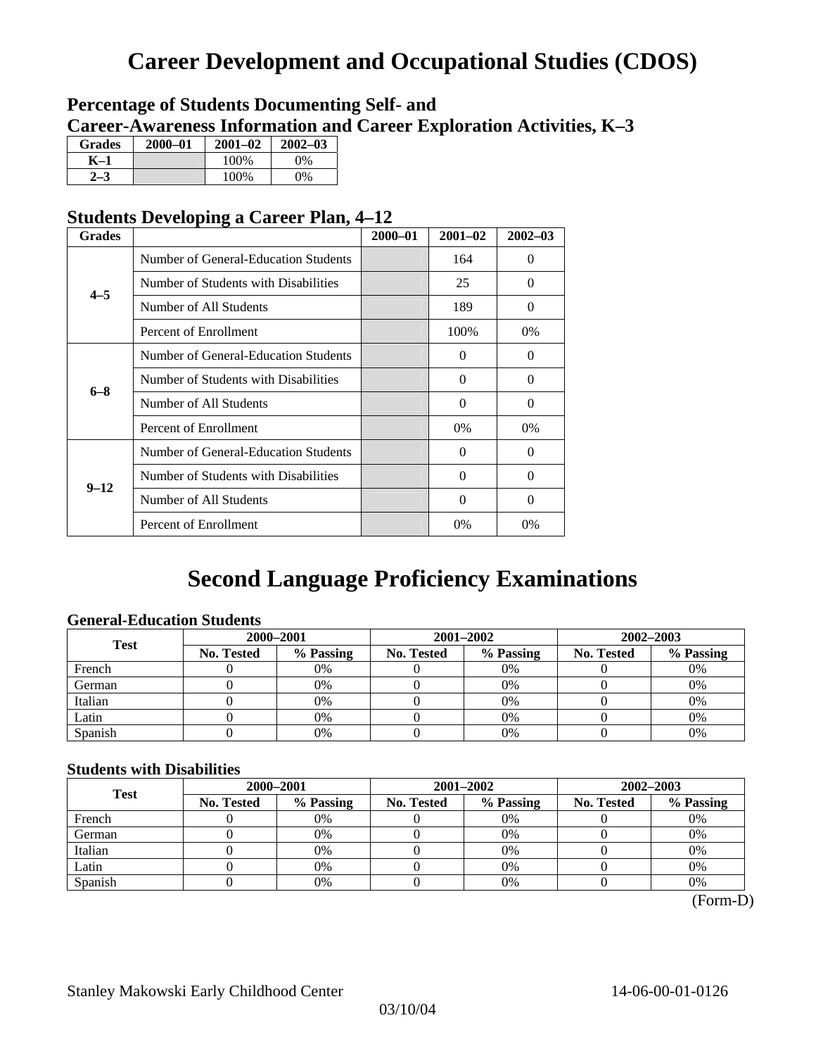# Career Development and Occupational Studies (CDOS)

## Percentage of Students Documenting Self- and Career-Awareness Information and Career Exploration Activities, K–3

| Grades | 2000–01 | 2001–02 | 2002–03 |
|---|---|---|---|
| K–1 | | 100% | 0% |
| 2–3 | | 100% | 0% |

## Students Developing a Career Plan, 4–12

| Grades | | 2000–01 | 2001–02 | 2002–03 |
|---|---|---|---|---|
| 4–5 | Number of General-Education Students | | 164 | 0 |
| | Number of Students with Disabilities | | 25 | 0 |
| | Number of All Students | | 189 | 0 |
| | Percent of Enrollment | | 100% | 0% |
| 6–8 | Number of General-Education Students | | 0 | 0 |
| | Number of Students with Disabilities | | 0 | 0 |
| | Number of All Students | | 0 | 0 |
| | Percent of Enrollment | | 0% | 0% |
| 9–12 | Number of General-Education Students | | 0 | 0 |
| | Number of Students with Disabilities | | 0 | 0 |
| | Number of All Students | | 0 | 0 |
| | Percent of Enrollment | | 0% | 0% |

# Second Language Proficiency Examinations

### General-Education Students

| Test | 2000–2001 | | 2001–2002 | | 2002–2003 | |
|---|---|---|---|---|---|---|
| | No. Tested | % Passing | No. Tested | % Passing | No. Tested | % Passing |
| French | 0 | 0% | 0 | 0% | 0 | 0% |
| German | 0 | 0% | 0 | 0% | 0 | 0% |
| Italian | 0 | 0% | 0 | 0% | 0 | 0% |
| Latin | 0 | 0% | 0 | 0% | 0 | 0% |
| Spanish | 0 | 0% | 0 | 0% | 0 | 0% |

### Students with Disabilities

| Test | 2000–2001 | | 2001–2002 | | 2002–2003 | |
|---|---|---|---|---|---|---|
| | No. Tested | % Passing | No. Tested | % Passing | No. Tested | % Passing |
| French | 0 | 0% | 0 | 0% | 0 | 0% |
| German | 0 | 0% | 0 | 0% | 0 | 0% |
| Italian | 0 | 0% | 0 | 0% | 0 | 0% |
| Latin | 0 | 0% | 0 | 0% | 0 | 0% |
| Spanish | 0 | 0% | 0 | 0% | 0 | 0% |

(Form-D)